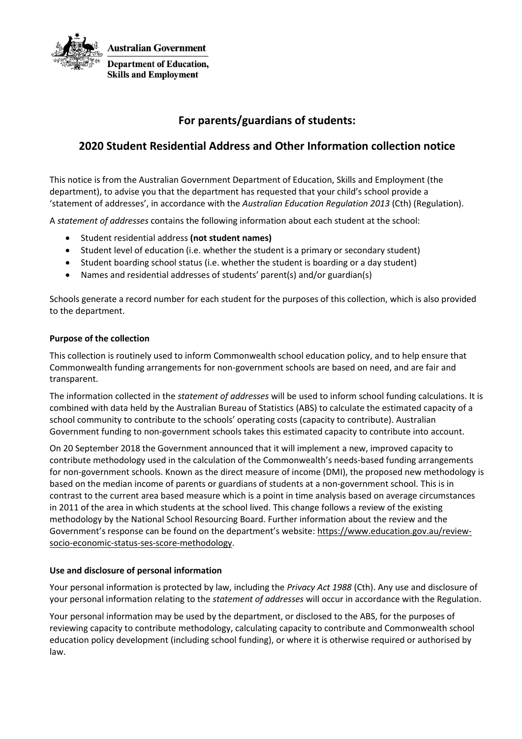Australian Government

Department of Education, Skills and Employment

# For parents/guardians of students:

## 2020 Student Residential Address and Other Information collection notice

This notice is from the Australian Government Department of Education, Skills and Employment (the department), to advise you that the department has requested that your child's school provide a 'statement of addresses', in accordance with the *Australian Education Regulation 2013* (Cth) (Regulation).

A *statement of addresses* contains the following information about each student at the school:

- Student residential address **(not student names)**
- Student level of education (i.e. whether the student is a primary or secondary student)
- Student boarding school status (i.e. whether the student is boarding or a day student)
- Names and residential addresses of students' parent(s) and/or guardian(s)

Schools generate a record number for each student for the purposes of this collection, which is also provided to the department.

### Purpose of the collection

This collection is routinely used to inform Commonwealth school education policy, and to help ensure that Commonwealth funding arrangements for non-government schools are based on need, and are fair and transparent.

The information collected in the *statement of addresses* will be used to inform school funding calculations. It is combined with data held by the Australian Bureau of Statistics (ABS) to calculate the estimated capacity of a school community to contribute to the schools' operating costs (capacity to contribute). Australian Government funding to non-government schools takes this estimated capacity to contribute into account.

On 20 September 2018 the Government announced that it will implement a new, improved capacity to contribute methodology used in the calculation of the Commonwealth's needs-based funding arrangements for non-government schools. Known as the direct measure of income (DMI), the proposed new methodology is based on the median income of parents or guardians of students at a non-government school. This is in contrast to the current area based measure which is a point in time analysis based on average circumstances in 2011 of the area in which students at the school lived. This change follows a review of the existing methodology by the National School Resourcing Board. Further information about the review and the Government's response can be found on the department's website: https://www.education.gov.au/review-socio-economic-status-ses-score-methodology.

### Use and disclosure of personal information

Your personal information is protected by law, including the *Privacy Act 1988* (Cth). Any use and disclosure of your personal information relating to the *statement of addresses* will occur in accordance with the Regulation.

Your personal information may be used by the department, or disclosed to the ABS, for the purposes of reviewing capacity to contribute methodology, calculating capacity to contribute and Commonwealth school education policy development (including school funding), or where it is otherwise required or authorised by law.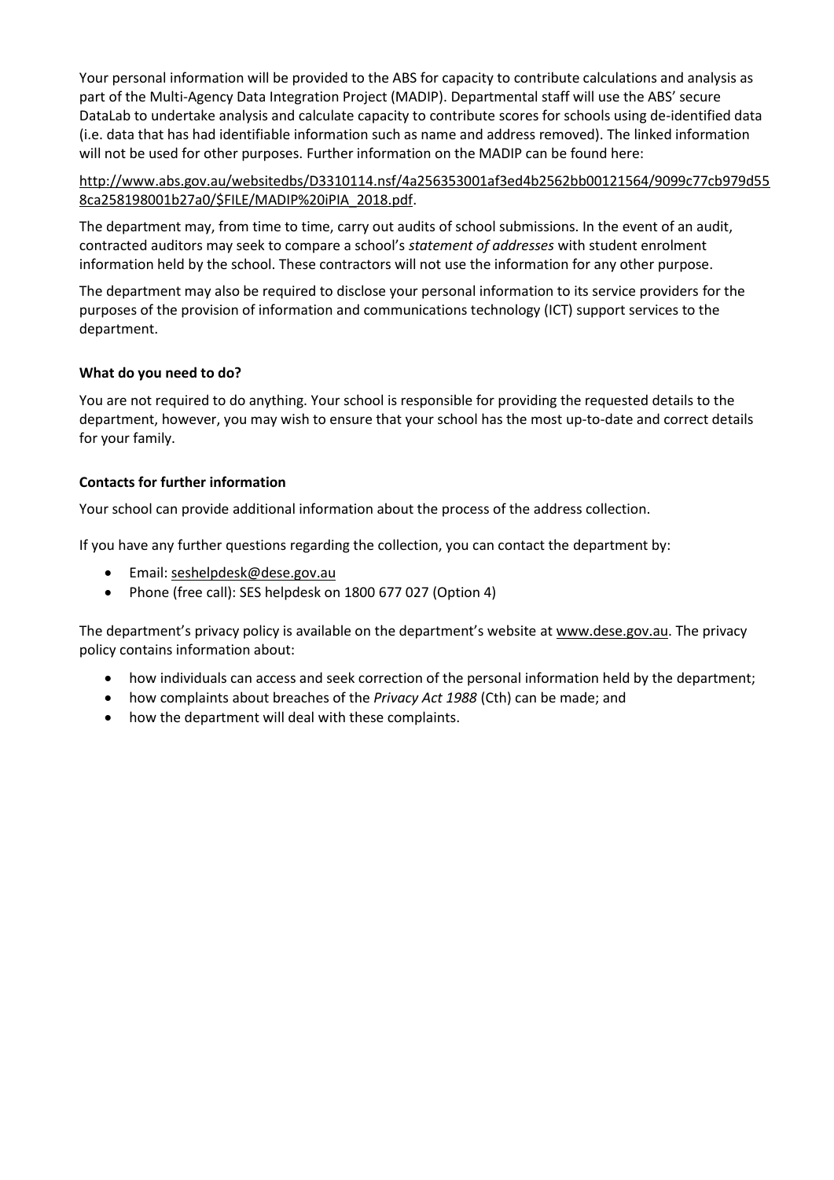Your personal information will be provided to the ABS for capacity to contribute calculations and analysis as part of the Multi-Agency Data Integration Project (MADIP). Departmental staff will use the ABS' secure DataLab to undertake analysis and calculate capacity to contribute scores for schools using de-identified data (i.e. data that has had identifiable information such as name and address removed). The linked information will not be used for other purposes. Further information on the MADIP can be found here:

http://www.abs.gov.au/websitedbs/D3310114.nsf/4a256353001af3ed4b2562bb00121564/9099c77cb979d558ca258198001b27a0/$FILE/MADIP%20iPIA_2018.pdf.

The department may, from time to time, carry out audits of school submissions. In the event of an audit, contracted auditors may seek to compare a school's *statement of addresses* with student enrolment information held by the school. These contractors will not use the information for any other purpose.

The department may also be required to disclose your personal information to its service providers for the purposes of the provision of information and communications technology (ICT) support services to the department.

**What do you need to do?**

You are not required to do anything. Your school is responsible for providing the requested details to the department, however, you may wish to ensure that your school has the most up-to-date and correct details for your family.

**Contacts for further information**

Your school can provide additional information about the process of the address collection.

If you have any further questions regarding the collection, you can contact the department by:

- Email: seshelpdesk@dese.gov.au
- Phone (free call): SES helpdesk on 1800 677 027 (Option 4)

The department's privacy policy is available on the department's website at www.dese.gov.au. The privacy policy contains information about:

- how individuals can access and seek correction of the personal information held by the department;
- how complaints about breaches of the *Privacy Act 1988* (Cth) can be made; and
- how the department will deal with these complaints.